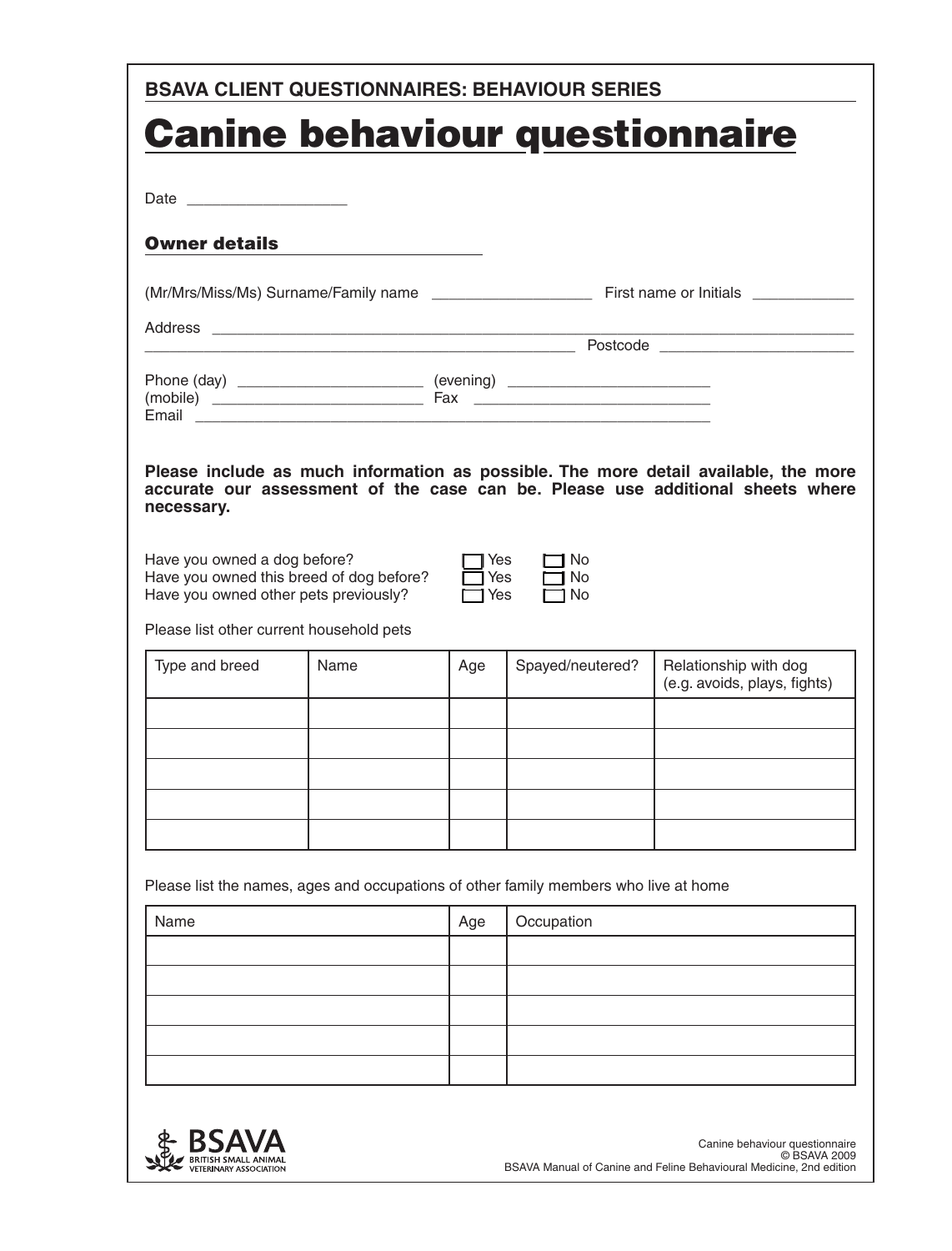**BSAVA CLIENT QUESTIONNAIRES: BEHAVIOUR SERIES**

# Canine behaviour questionnaire

Date ___________________

## Owner details

(Mr/Mrs/Miss/Ms) Surname/Family name ___________________ First name or Initials ____________

Address ___________________________________________________________________________
_________________________________________________ Postcode _______________________

Phone (day) ______________________ (evening) ________________________
(mobile) _________________________ Fax ____________________________
Email _________________________________________________________________

**Please include as much information as possible. The more detail available, the more accurate our assessment of the case can be. Please use additional sheets where necessary.**

Have you owned a dog before? ☐ Yes ☐ No
Have you owned this breed of dog before? ☐ Yes ☐ No
Have you owned other pets previously? ☐ Yes ☐ No

Please list other current household pets

| Type and breed | Name | Age | Spayed/neutered? | Relationship with dog (e.g. avoids, plays, fights) |
| --- | --- | --- | --- | --- |
| | | | | |
| | | | | |
| | | | | |
| | | | | |
| | | | | |

Please list the names, ages and occupations of other family members who live at home

| Name | Age | Occupation |
| --- | --- | --- |
| | | |
| | | |
| | | |
| | | |
| | | |

Canine behaviour questionnaire
© BSAVA 2009
BSAVA Manual of Canine and Feline Behavioural Medicine, 2nd edition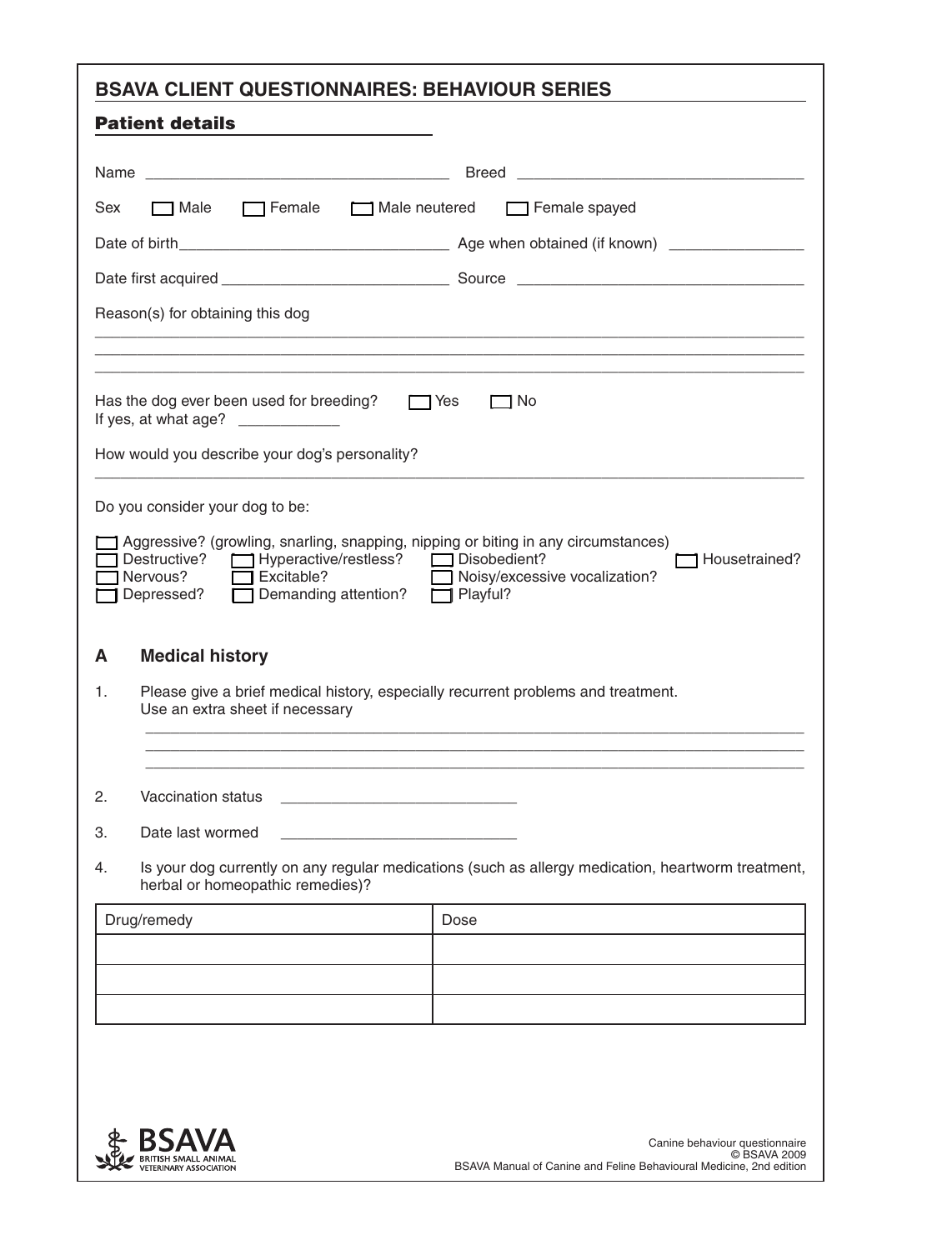# BSAVA CLIENT QUESTIONNAIRES: BEHAVIOUR SERIES

## Patient details

Name ___________________________________ Breed _________________________________

Sex ☐ Male ☐ Female ☐ Male neutered ☐ Female spayed

Date of birth_______________________________ Age when obtained (if known) _______________

Date first acquired __________________________ Source _________________________________

Reason(s) for obtaining this dog

_______________________________________________________________________________

_______________________________________________________________________________

_______________________________________________________________________________

Has the dog ever been used for breeding? ☐ Yes ☐ No
If yes, at what age? ___________

How would you describe your dog's personality?

_______________________________________________________________________________

Do you consider your dog to be:

☐ Aggressive? (growling, snarling, snapping, nipping or biting in any circumstances)
☐ Destructive? ☐ Hyperactive/restless? ☐ Disobedient? ☐ Housetrained?
☐ Nervous? ☐ Excitable? ☐ Noisy/excessive vocalization?
☐ Depressed? ☐ Demanding attention? ☐ Playful?

## A Medical history

1. Please give a brief medical history, especially recurrent problems and treatment.
   Use an extra sheet if necessary

   _______________________________________________________________________________

   _______________________________________________________________________________

   _______________________________________________________________________________

2. Vaccination status ___________________________

3. Date last wormed ___________________________

4. Is your dog currently on any regular medications (such as allergy medication, heartworm treatment, herbal or homeopathic remedies)?

| Drug/remedy | Dose |
|---|---|
| | |
| | |
| | |

Canine behaviour questionnaire
© BSAVA 2009
BSAVA Manual of Canine and Feline Behavioural Medicine, 2nd edition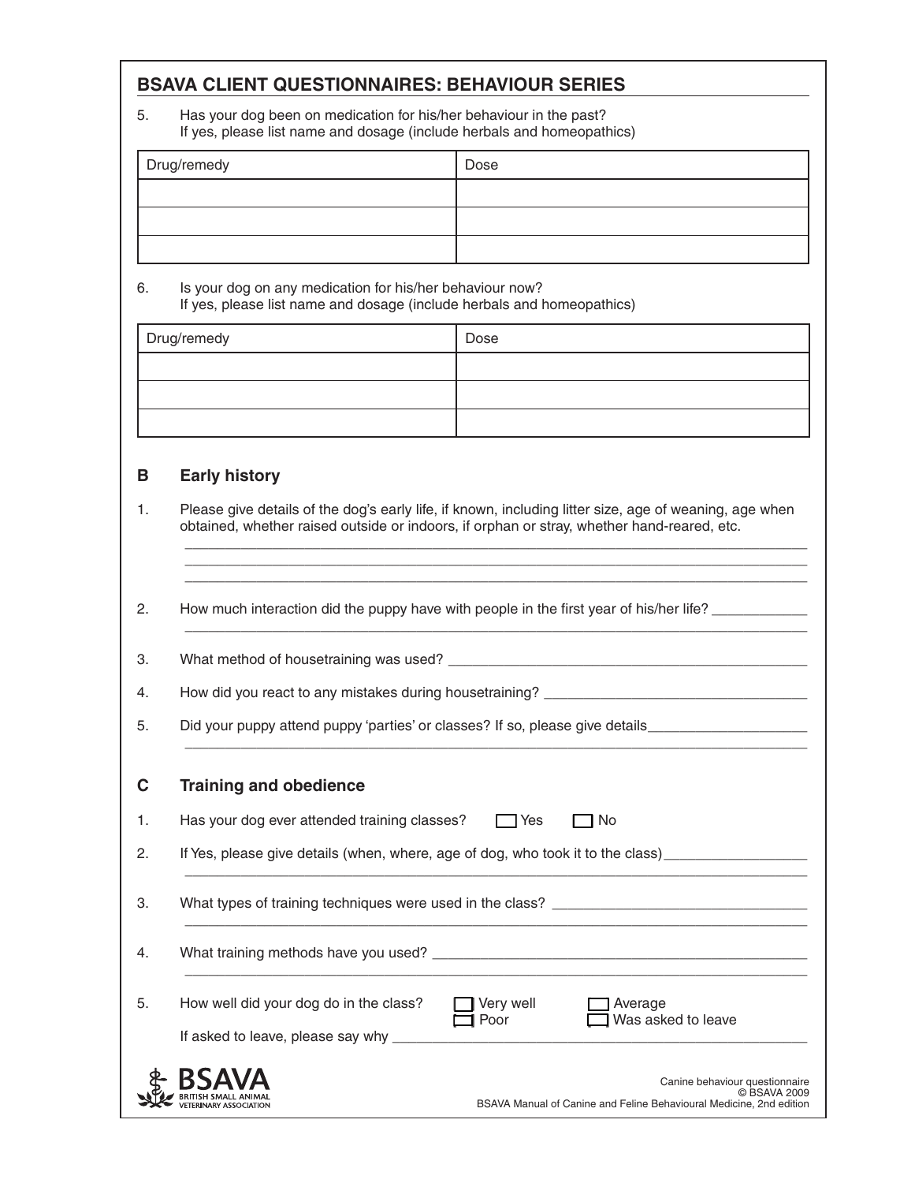## BSAVA CLIENT QUESTIONNAIRES: BEHAVIOUR SERIES

5. Has your dog been on medication for his/her behaviour in the past?
   If yes, please list name and dosage (include herbals and homeopathics)

| Drug/remedy | Dose |
|---|---|
| | |
| | |
| | |

6. Is your dog on any medication for his/her behaviour now?
   If yes, please list name and dosage (include herbals and homeopathics)

| Drug/remedy | Dose |
|---|---|
| | |
| | |
| | |

### B Early history

1. Please give details of the dog's early life, if known, including litter size, age of weaning, age when obtained, whether raised outside or indoors, if orphan or stray, whether hand-reared, etc.
   ______________________________________________________________________________
   ______________________________________________________________________________
   ______________________________________________________________________________

2. How much interaction did the puppy have with people in the first year of his/her life? ____________
   ______________________________________________________________________________

3. What method of housetraining was used? ______________________________________________

4. How did you react to any mistakes during housetraining? _________________________________

5. Did your puppy attend puppy 'parties' or classes? If so, please give details____________________
   ______________________________________________________________________________

### C Training and obedience

1. Has your dog ever attended training classes? ☐ Yes ☐ No

2. If Yes, please give details (when, where, age of dog, who took it to the class)_________________
   ______________________________________________________________________________

3. What types of training techniques were used in the class? ________________________________
   ______________________________________________________________________________

4. What training methods have you used? ________________________________________________
   ______________________________________________________________________________

5. How well did your dog do in the class? ☐ Very well ☐ Average ☐ Poor ☐ Was asked to leave

   If asked to leave, please say why ____________________________________________________

Canine behaviour questionnaire
© BSAVA 2009
BSAVA Manual of Canine and Feline Behavioural Medicine, 2nd edition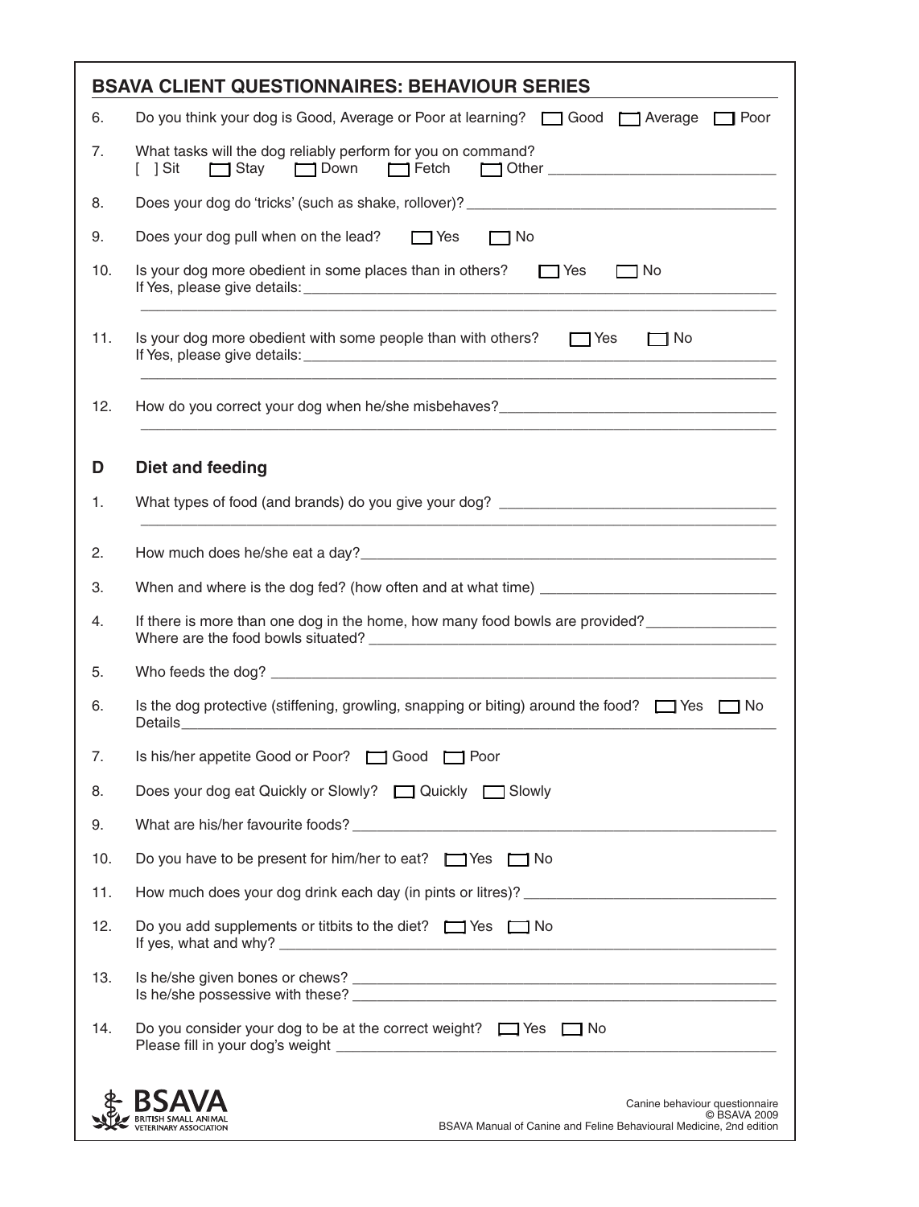## BSAVA CLIENT QUESTIONNAIRES: BEHAVIOUR SERIES

6. Do you think your dog is Good, Average or Poor at learning? ☐ Good ☐ Average ☐ Poor

7. What tasks will the dog reliably perform for you on command?
   [ ] Sit ☐ Stay ☐ Down ☐ Fetch ☐ Other ____________________________

8. Does your dog do 'tricks' (such as shake, rollover)? ____________________________

9. Does your dog pull when on the lead? ☐ Yes ☐ No

10. Is your dog more obedient in some places than in others? ☐ Yes ☐ No
    If Yes, please give details: ____________________________
    ____________________________

11. Is your dog more obedient with some people than with others? ☐ Yes ☐ No
    If Yes, please give details: ____________________________
    ____________________________

12. How do you correct your dog when he/she misbehaves? ____________________________
    ____________________________

## D Diet and feeding

1. What types of food (and brands) do you give your dog? ____________________________
   ____________________________

2. How much does he/she eat a day? ____________________________

3. When and where is the dog fed? (how often and at what time) ____________________________

4. If there is more than one dog in the home, how many food bowls are provided? ________________
   Where are the food bowls situated? ____________________________

5. Who feeds the dog? ____________________________

6. Is the dog protective (stiffening, growling, snapping or biting) around the food? ☐ Yes ☐ No
   Details ____________________________

7. Is his/her appetite Good or Poor? ☐ Good ☐ Poor

8. Does your dog eat Quickly or Slowly? ☐ Quickly ☐ Slowly

9. What are his/her favourite foods? ____________________________

10. Do you have to be present for him/her to eat? ☐ Yes ☐ No

11. How much does your dog drink each day (in pints or litres)? ____________________________

12. Do you add supplements or titbits to the diet? ☐ Yes ☐ No
    If yes, what and why? ____________________________

13. Is he/she given bones or chews? ____________________________
    Is he/she possessive with these? ____________________________

14. Do you consider your dog to be at the correct weight? ☐ Yes ☐ No
    Please fill in your dog's weight ____________________________

BSAVA BRITISH SMALL ANIMAL VETERINARY ASSOCIATION

Canine behaviour questionnaire
© BSAVA 2009
BSAVA Manual of Canine and Feline Behavioural Medicine, 2nd edition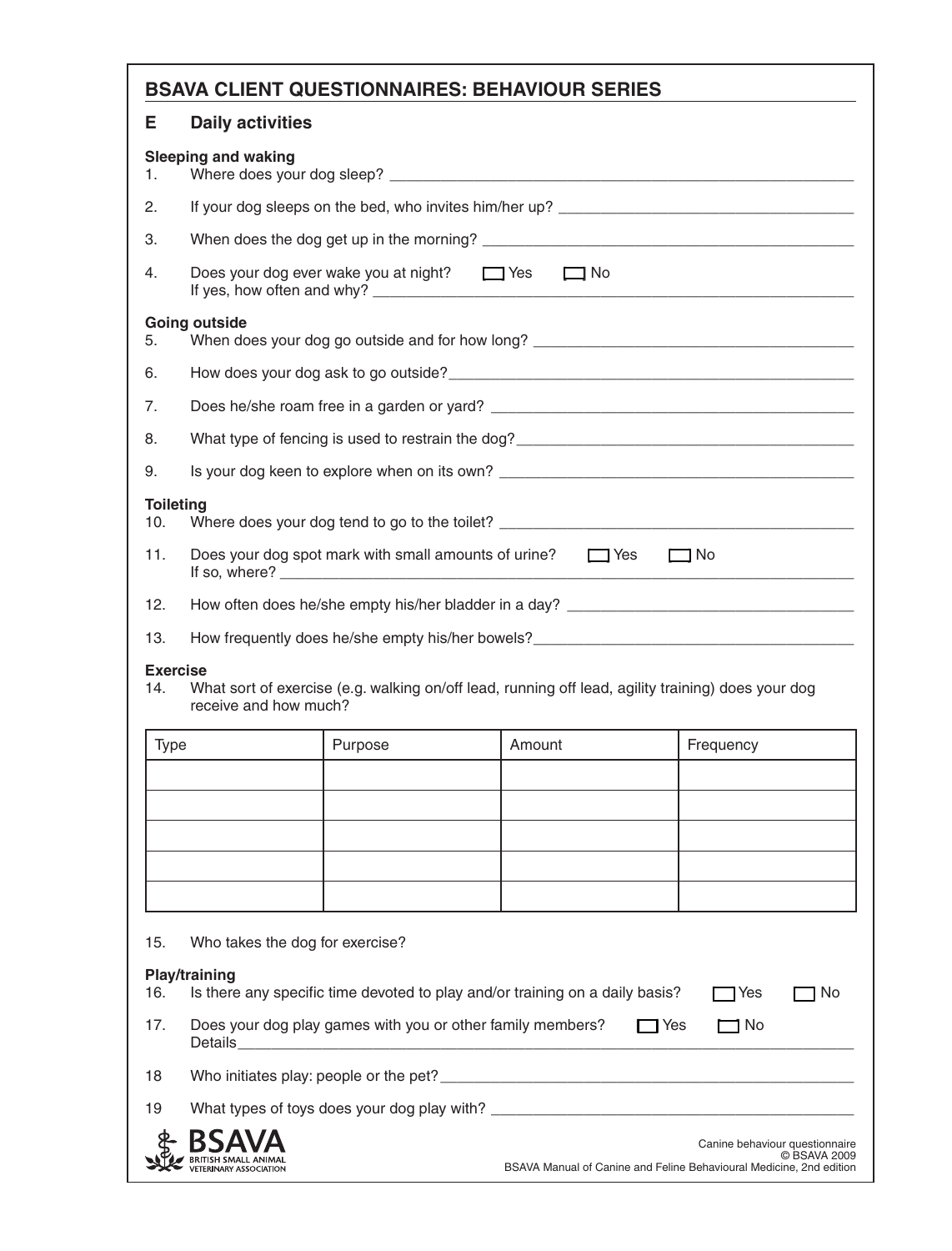## BSAVA CLIENT QUESTIONNAIRES: BEHAVIOUR SERIES

### E Daily activities

**Sleeping and waking**

1. Where does your dog sleep? ___________________________________________

2. If your dog sleeps on the bed, who invites him/her up? ___________________________________________

3. When does the dog get up in the morning? ___________________________________________

4. Does your dog ever wake you at night? ☐ Yes ☐ No
   If yes, how often and why? ___________________________________________

**Going outside**

5. When does your dog go outside and for how long? ___________________________________________

6. How does your dog ask to go outside? ___________________________________________

7. Does he/she roam free in a garden or yard? ___________________________________________

8. What type of fencing is used to restrain the dog? ___________________________________________

9. Is your dog keen to explore when on its own? ___________________________________________

**Toileting**

10. Where does your dog tend to go to the toilet? ___________________________________________

11. Does your dog spot mark with small amounts of urine? ☐ Yes ☐ No
    If so, where? ___________________________________________

12. How often does he/she empty his/her bladder in a day? ___________________________________________

13. How frequently does he/she empty his/her bowels? ___________________________________________

**Exercise**

14. What sort of exercise (e.g. walking on/off lead, running off lead, agility training) does your dog receive and how much?

| Type | Purpose | Amount | Frequency |
| --- | --- | --- | --- |
| | | | |
| | | | |
| | | | |
| | | | |
| | | | |

15. Who takes the dog for exercise?

**Play/training**

16. Is there any specific time devoted to play and/or training on a daily basis? ☐ Yes ☐ No

17. Does your dog play games with you or other family members? ☐ Yes ☐ No
    Details ___________________________________________

18 Who initiates play: people or the pet? ___________________________________________

19 What types of toys does your dog play with? ___________________________________________

BSAVA British Small Animal Veterinary Association

Canine behaviour questionnaire
© BSAVA 2009
BSAVA Manual of Canine and Feline Behavioural Medicine, 2nd edition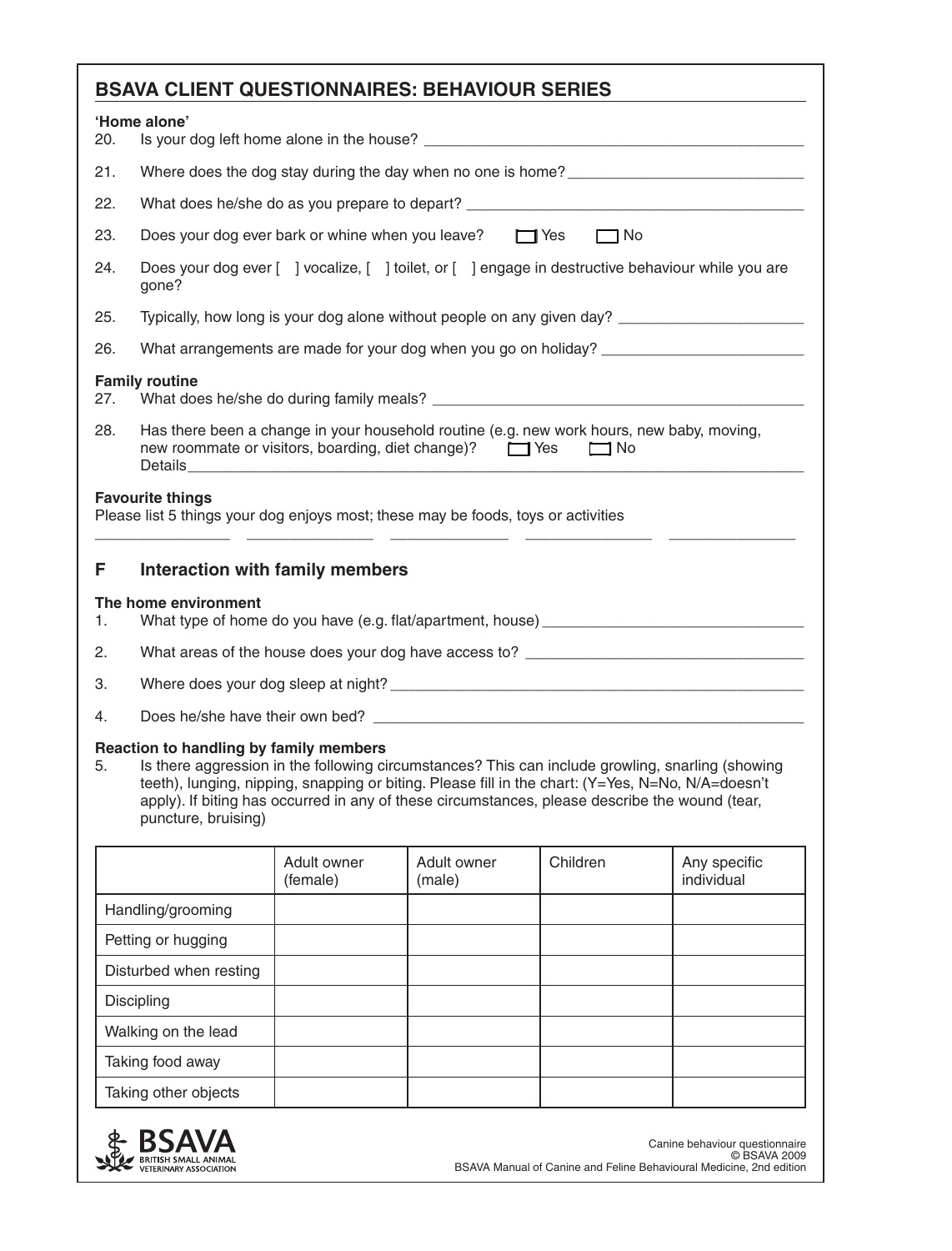## BSAVA CLIENT QUESTIONNAIRES: BEHAVIOUR SERIES

**'Home alone'**

20. Is your dog left home alone in the house? ______________________________

21. Where does the dog stay during the day when no one is home? ______________________________

22. What does he/she do as you prepare to depart? ______________________________

23. Does your dog ever bark or whine when you leave? ☐ Yes ☐ No

24. Does your dog ever [ ] vocalize, [ ] toilet, or [ ] engage in destructive behaviour while you are gone?

25. Typically, how long is your dog alone without people on any given day? ______________________________

26. What arrangements are made for your dog when you go on holiday? ______________________________

**Family routine**

27. What does he/she do during family meals? ______________________________

28. Has there been a change in your household routine (e.g. new work hours, new baby, moving, new roommate or visitors, boarding, diet change)? ☐ Yes ☐ No
    Details______________________________

**Favourite things**

Please list 5 things your dog enjoys most; these may be foods, toys or activities

_______________ _______________ _______________ _______________ _______________

### F Interaction with family members

**The home environment**

1. What type of home do you have (e.g. flat/apartment, house) ______________________________

2. What areas of the house does your dog have access to? ______________________________

3. Where does your dog sleep at night? ______________________________

4. Does he/she have their own bed? ______________________________

**Reaction to handling by family members**

5. Is there aggression in the following circumstances? This can include growling, snarling (showing teeth), lunging, nipping, snapping or biting. Please fill in the chart: (Y=Yes, N=No, N/A=doesn't apply). If biting has occurred in any of these circumstances, please describe the wound (tear, puncture, bruising)

| | Adult owner (female) | Adult owner (male) | Children | Any specific individual |
|---|---|---|---|---|
| Handling/grooming | | | | |
| Petting or hugging | | | | |
| Disturbed when resting | | | | |
| Discipling | | | | |
| Walking on the lead | | | | |
| Taking food away | | | | |
| Taking other objects | | | | |

Canine behaviour questionnaire
© BSAVA 2009
BSAVA Manual of Canine and Feline Behavioural Medicine, 2nd edition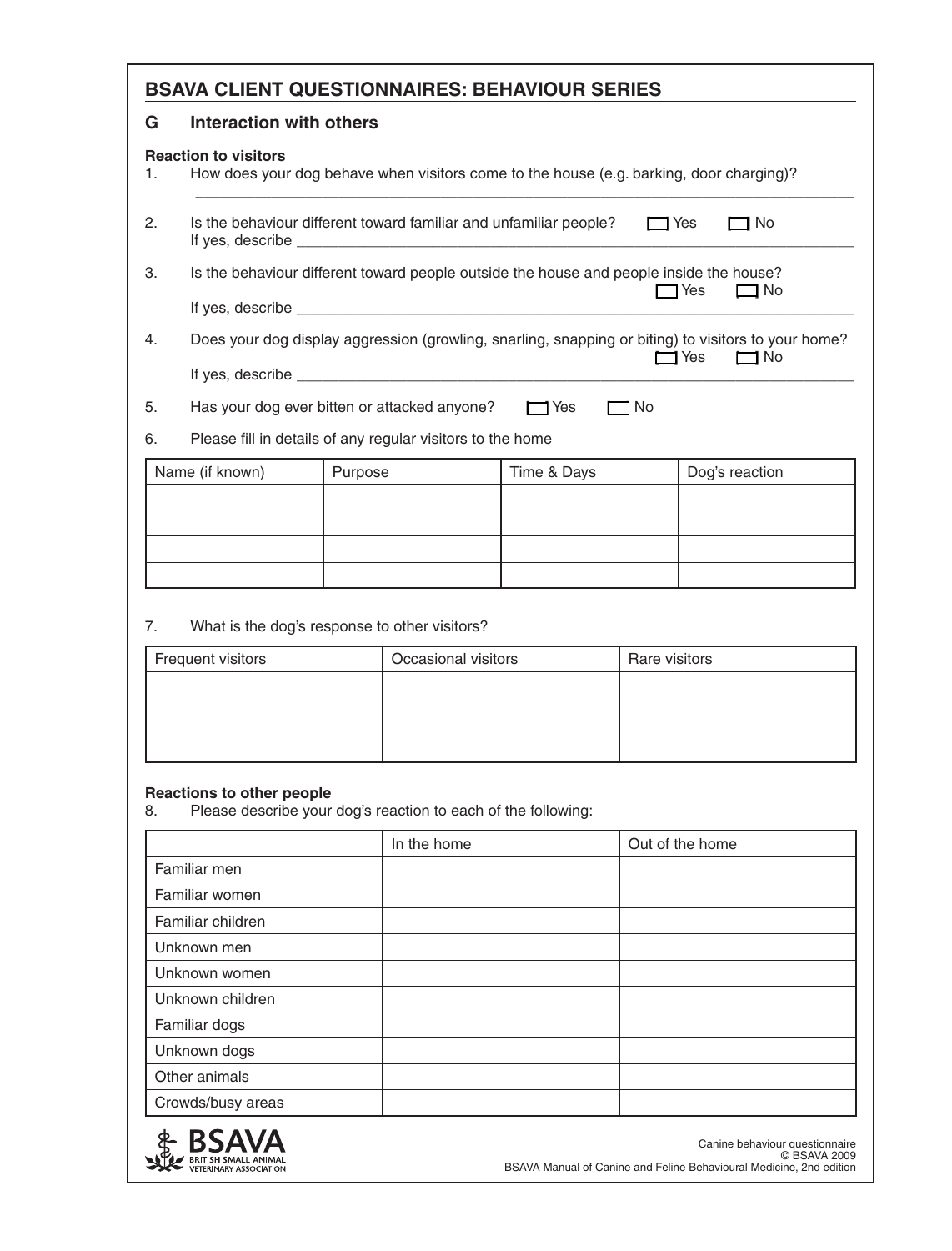## BSAVA CLIENT QUESTIONNAIRES: BEHAVIOUR SERIES

### G Interaction with others

**Reaction to visitors**

1. How does your dog behave when visitors come to the house (e.g. barking, door charging)?
   ______________________________________________________________________

2. Is the behaviour different toward familiar and unfamiliar people? ☐ Yes ☐ No
   If yes, describe ______________________________________________________

3. Is the behaviour different toward people outside the house and people inside the house? ☐ Yes ☐ No
   If yes, describe ______________________________________________________

4. Does your dog display aggression (growling, snarling, snapping or biting) to visitors to your home? ☐ Yes ☐ No
   If yes, describe ______________________________________________________

5. Has your dog ever bitten or attacked anyone? ☐ Yes ☐ No

6. Please fill in details of any regular visitors to the home

| Name (if known) | Purpose | Time & Days | Dog's reaction |
|---|---|---|---|
| | | | |
| | | | |
| | | | |
| | | | |

7. What is the dog's response to other visitors?

| Frequent visitors | Occasional visitors | Rare visitors |
|---|---|---|
| | | |

**Reactions to other people**

8. Please describe your dog's reaction to each of the following:

| | In the home | Out of the home |
|---|---|---|
| Familiar men | | |
| Familiar women | | |
| Familiar children | | |
| Unknown men | | |
| Unknown women | | |
| Unknown children | | |
| Familiar dogs | | |
| Unknown dogs | | |
| Other animals | | |
| Crowds/busy areas | | |

Canine behaviour questionnaire
© BSAVA 2009
BSAVA Manual of Canine and Feline Behavioural Medicine, 2nd edition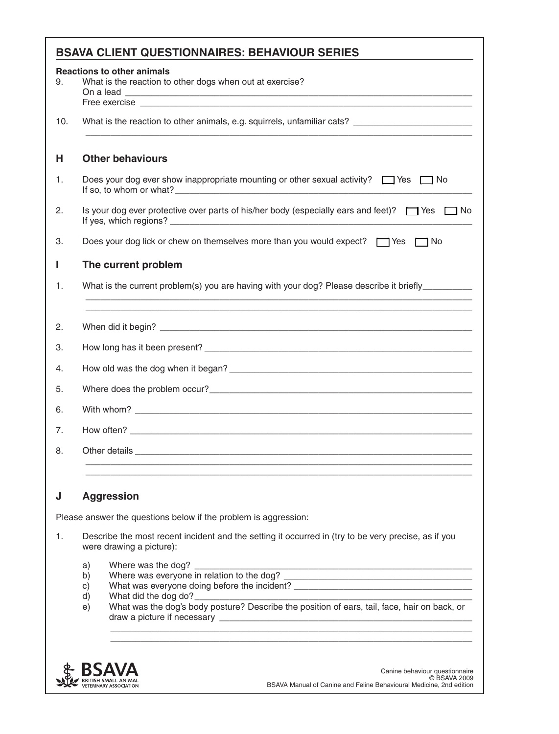## BSAVA CLIENT QUESTIONNAIRES: BEHAVIOUR SERIES

**Reactions to other animals**

9. What is the reaction to other dogs when out at exercise?
   On a lead ___________________________________________
   Free exercise ___________________________________________

10. What is the reaction to other animals, e.g. squirrels, unfamiliar cats? ___________________________________________
    ___________________________________________

## H Other behaviours

1. Does your dog ever show inappropriate mounting or other sexual activity? ☐ Yes ☐ No
   If so, to whom or what? ___________________________________________

2. Is your dog ever protective over parts of his/her body (especially ears and feet)? ☐ Yes ☐ No
   If yes, which regions? ___________________________________________

3. Does your dog lick or chew on themselves more than you would expect? ☐ Yes ☐ No

## I The current problem

1. What is the current problem(s) you are having with your dog? Please describe it briefly___________
   ___________________________________________
   ___________________________________________

2. When did it begin? ___________________________________________

3. How long has it been present? ___________________________________________

4. How old was the dog when it began? ___________________________________________

5. Where does the problem occur? ___________________________________________

6. With whom? ___________________________________________

7. How often? ___________________________________________

8. Other details ___________________________________________
   ___________________________________________
   ___________________________________________

## J Aggression

Please answer the questions below if the problem is aggression:

1. Describe the most recent incident and the setting it occurred in (try to be very precise, as if you were drawing a picture):

   a) Where was the dog? ___________________________________________
   b) Where was everyone in relation to the dog? ___________________________________________
   c) What was everyone doing before the incident? ___________________________________________
   d) What did the dog do? ___________________________________________
   e) What was the dog's body posture? Describe the position of ears, tail, face, hair on back, or draw a picture if necessary ___________________________________________
      ___________________________________________
      ___________________________________________

BSAVA British Small Animal Veterinary Association

Canine behaviour questionnaire
© BSAVA 2009
BSAVA Manual of Canine and Feline Behavioural Medicine, 2nd edition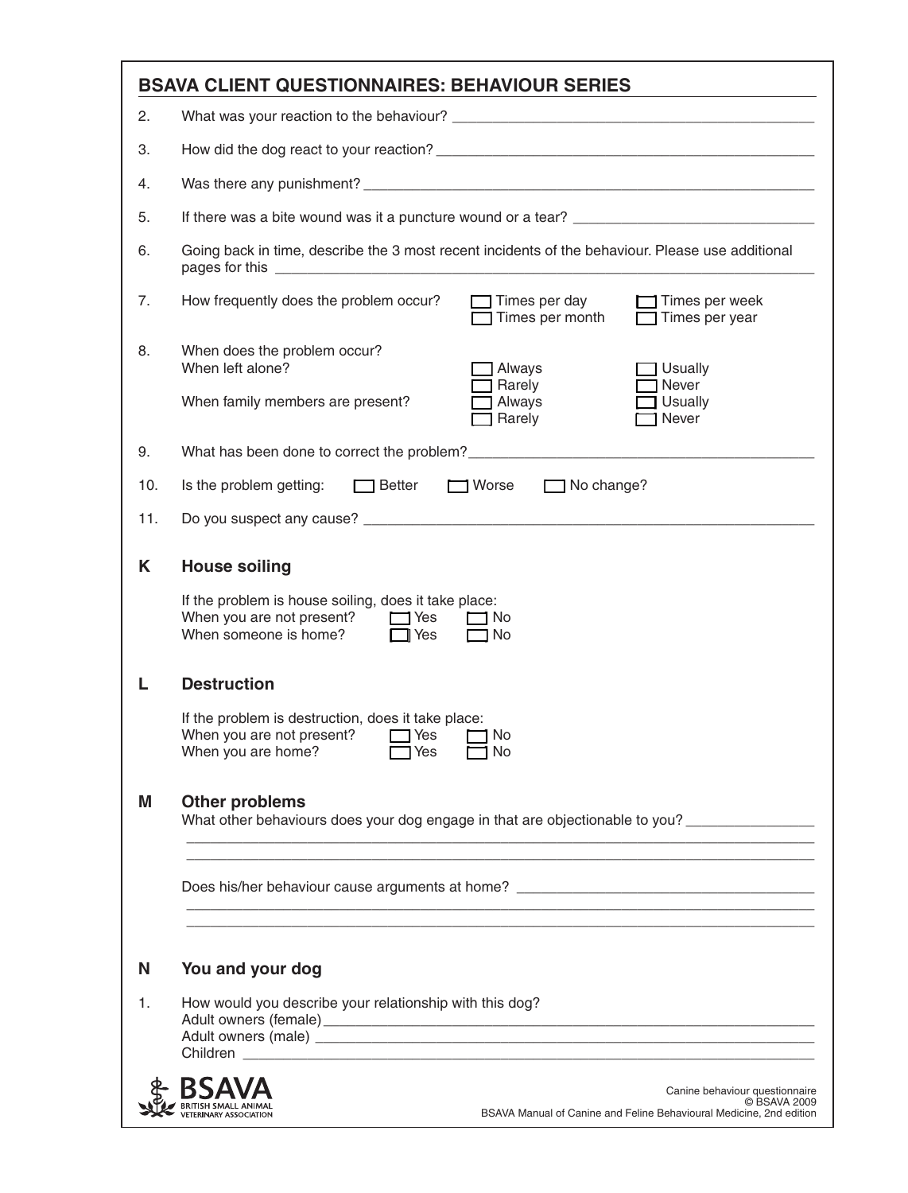## BSAVA CLIENT QUESTIONNAIRES: BEHAVIOUR SERIES

2. What was your reaction to the behaviour? ____________________

3. How did the dog react to your reaction? ____________________

4. Was there any punishment? ____________________

5. If there was a bite wound was it a puncture wound or a tear? ____________________

6. Going back in time, describe the 3 most recent incidents of the behaviour. Please use additional pages for this ____________________

7. How frequently does the problem occur? ☐ Times per day ☐ Times per week ☐ Times per month ☐ Times per year

8. When does the problem occur?
   When left alone? ☐ Always ☐ Usually ☐ Rarely ☐ Never
   When family members are present? ☐ Always ☐ Usually ☐ Rarely ☐ Never

9. What has been done to correct the problem? ____________________

10. Is the problem getting: ☐ Better ☐ Worse ☐ No change?

11. Do you suspect any cause? ____________________

### K House soiling

If the problem is house soiling, does it take place:
When you are not present? ☐ Yes ☐ No
When someone is home? ☐ Yes ☐ No

### L Destruction

If the problem is destruction, does it take place:
When you are not present? ☐ Yes ☐ No
When you are home? ☐ Yes ☐ No

### M Other problems

What other behaviours does your dog engage in that are objectionable to you? ____________________

____________________

____________________

Does his/her behaviour cause arguments at home? ____________________

____________________

____________________

### N You and your dog

1. How would you describe your relationship with this dog?
   Adult owners (female) ____________________
   Adult owners (male) ____________________
   Children ____________________

BSAVA BRITISH SMALL ANIMAL VETERINARY ASSOCIATION

Canine behaviour questionnaire
© BSAVA 2009
BSAVA Manual of Canine and Feline Behavioural Medicine, 2nd edition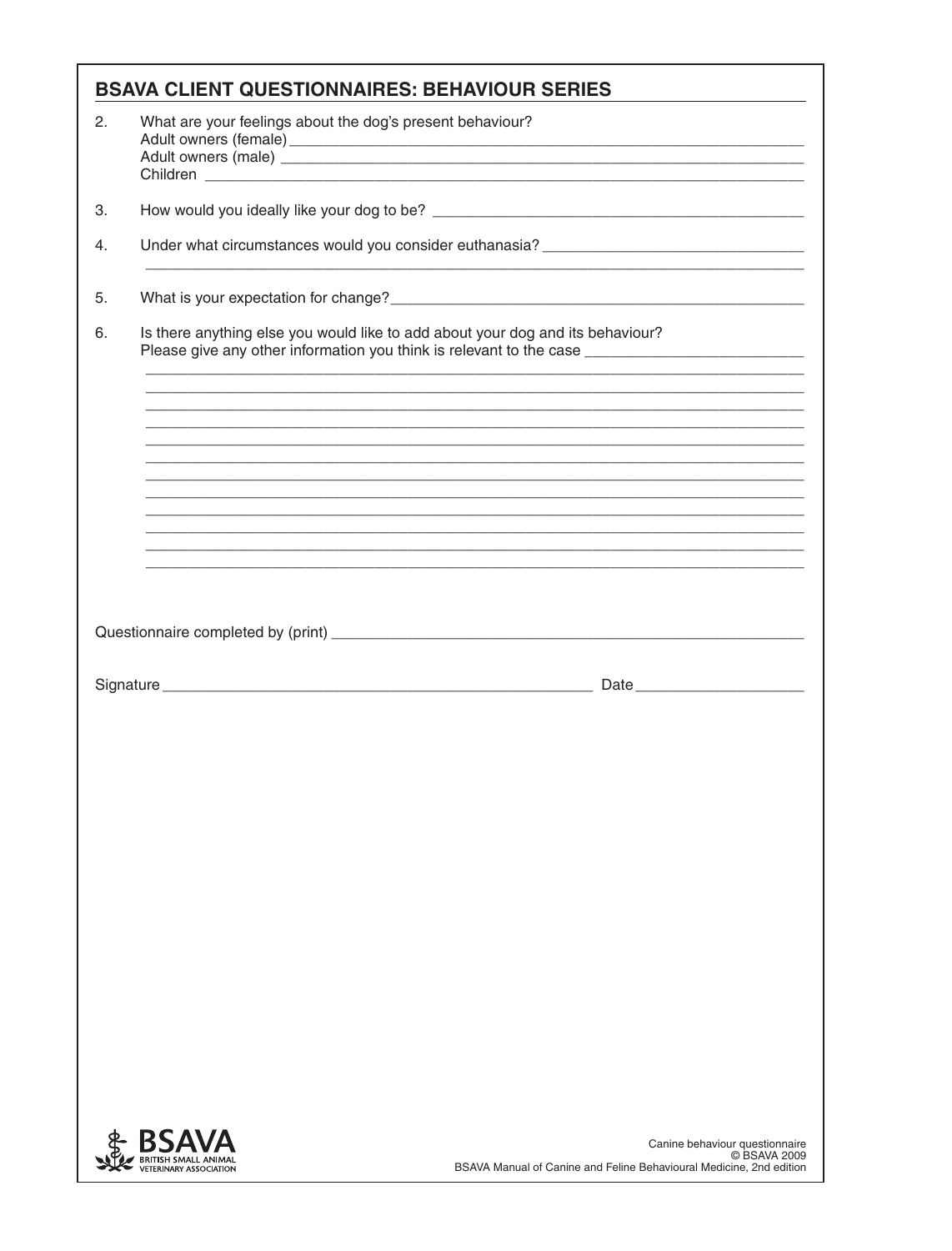## BSAVA CLIENT QUESTIONNAIRES: BEHAVIOUR SERIES

2. What are your feelings about the dog's present behaviour?
   Adult owners (female) ____________________________________________
   Adult owners (male) ____________________________________________
   Children ____________________________________________

3. How would you ideally like your dog to be? ____________________________________________

4. Under what circumstances would you consider euthanasia? ____________________________________________
   ____________________________________________

5. What is your expectation for change? ____________________________________________

6. Is there anything else you would like to add about your dog and its behaviour?
   Please give any other information you think is relevant to the case ____________________________________________
   ____________________________________________
   ____________________________________________
   ____________________________________________
   ____________________________________________
   ____________________________________________
   ____________________________________________
   ____________________________________________
   ____________________________________________
   ____________________________________________
   ____________________________________________
   ____________________________________________
   ____________________________________________

Questionnaire completed by (print) ____________________________________________

Signature ____________________________________________ Date ____________________

BSAVA BRITISH SMALL ANIMAL VETERINARY ASSOCIATION

Canine behaviour questionnaire
© BSAVA 2009
BSAVA Manual of Canine and Feline Behavioural Medicine, 2nd edition